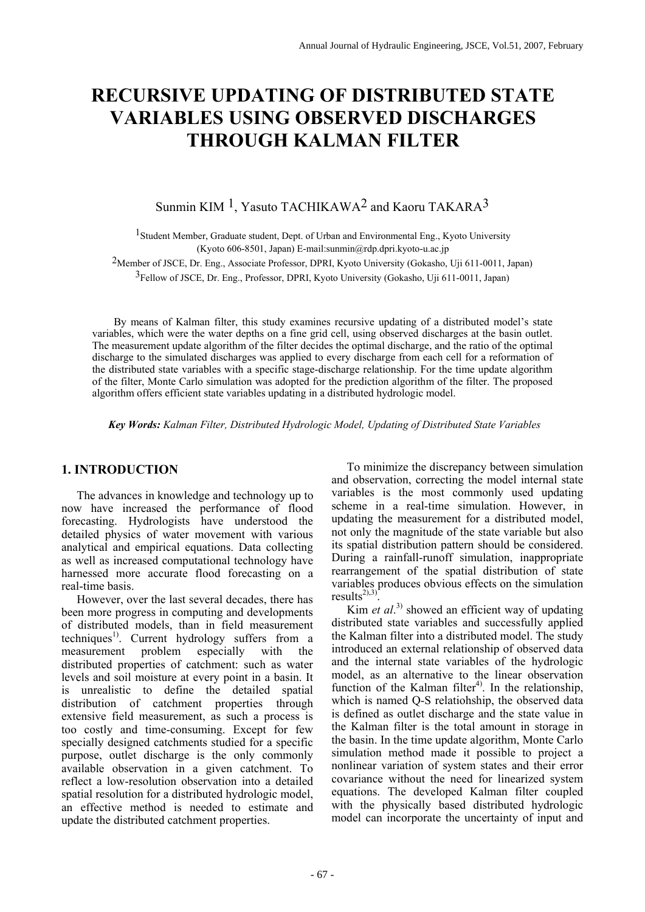# RECURSIVE UPDATING OF DISTRIBUTED STATE VARIABLES USING OBSERVED DISCHARGES THROUGH KALMAN FILTER

Sunmin KIM [1], Yasuto TACHIKAWA [2] and Kaoru TAKARA [3]

[1] Student Member, Graduate student, Dept. of Urban and Environmental Eng., Kyoto University (Kyoto 606-8501, Japan) E-mail:sunmin@rdp.dpri.kyoto-u.ac.jp

[2] Member of JSCE, Dr. Eng., Associate Professor, DPRI, Kyoto University (Gokasho, Uji 611-0011, Japan)

[3] Fellow of JSCE, Dr. Eng., Professor, DPRI, Kyoto University (Gokasho, Uji 611-0011, Japan)

By means of Kalman filter, this study examines recursive updating of a distributed model's state variables, which were the water depths on a fine grid cell, using observed discharges at the basin outlet. The measurement update algorithm of the filter decides the optimal discharge, and the ratio of the optimal discharge to the simulated discharges was applied to every discharge from each cell for a reformation of the distributed state variables with a specific stage-discharge relationship. For the time update algorithm of the filter, Monte Carlo simulation was adopted for the prediction algorithm of the filter. The proposed algorithm offers efficient state variables updating in a distributed hydrologic model.

***Key Words:*** *Kalman Filter, Distributed Hydrologic Model, Updating of Distributed State Variables*

## 1. INTRODUCTION

The advances in knowledge and technology up to now have increased the performance of flood forecasting. Hydrologists have understood the detailed physics of water movement with various analytical and empirical equations. Data collecting as well as increased computational technology have harnessed more accurate flood forecasting on a real-time basis.

However, over the last several decades, there has been more progress in computing and developments of distributed models, than in field measurement techniques[1]. Current hydrology suffers from a measurement problem especially with the distributed properties of catchment: such as water levels and soil moisture at every point in a basin. It is unrealistic to define the detailed spatial distribution of catchment properties through extensive field measurement, as such a process is too costly and time-consuming. Except for few specially designed catchments studied for a specific purpose, outlet discharge is the only commonly available observation in a given catchment. To reflect a low-resolution observation into a detailed spatial resolution for a distributed hydrologic model, an effective method is needed to estimate and update the distributed catchment properties.

To minimize the discrepancy between simulation and observation, correcting the model internal state variables is the most commonly used updating scheme in a real-time simulation. However, in updating the measurement for a distributed model, not only the magnitude of the state variable but also its spatial distribution pattern should be considered. During a rainfall-runoff simulation, inappropriate rearrangement of the spatial distribution of state variables produces obvious effects on the simulation results[2),3)].

Kim *et al*.[3)] showed an efficient way of updating distributed state variables and successfully applied the Kalman filter into a distributed model. The study introduced an external relationship of observed data and the internal state variables of the hydrologic model, as an alternative to the linear observation function of the Kalman filter[4)]. In the relationship, which is named Q-S relatiohship, the observed data is defined as outlet discharge and the state value in the Kalman filter is the total amount in storage in the basin. In the time update algorithm, Monte Carlo simulation method made it possible to project a nonlinear variation of system states and their error covariance without the need for linearized system equations. The developed Kalman filter coupled with the physically based distributed hydrologic model can incorporate the uncertainty of input and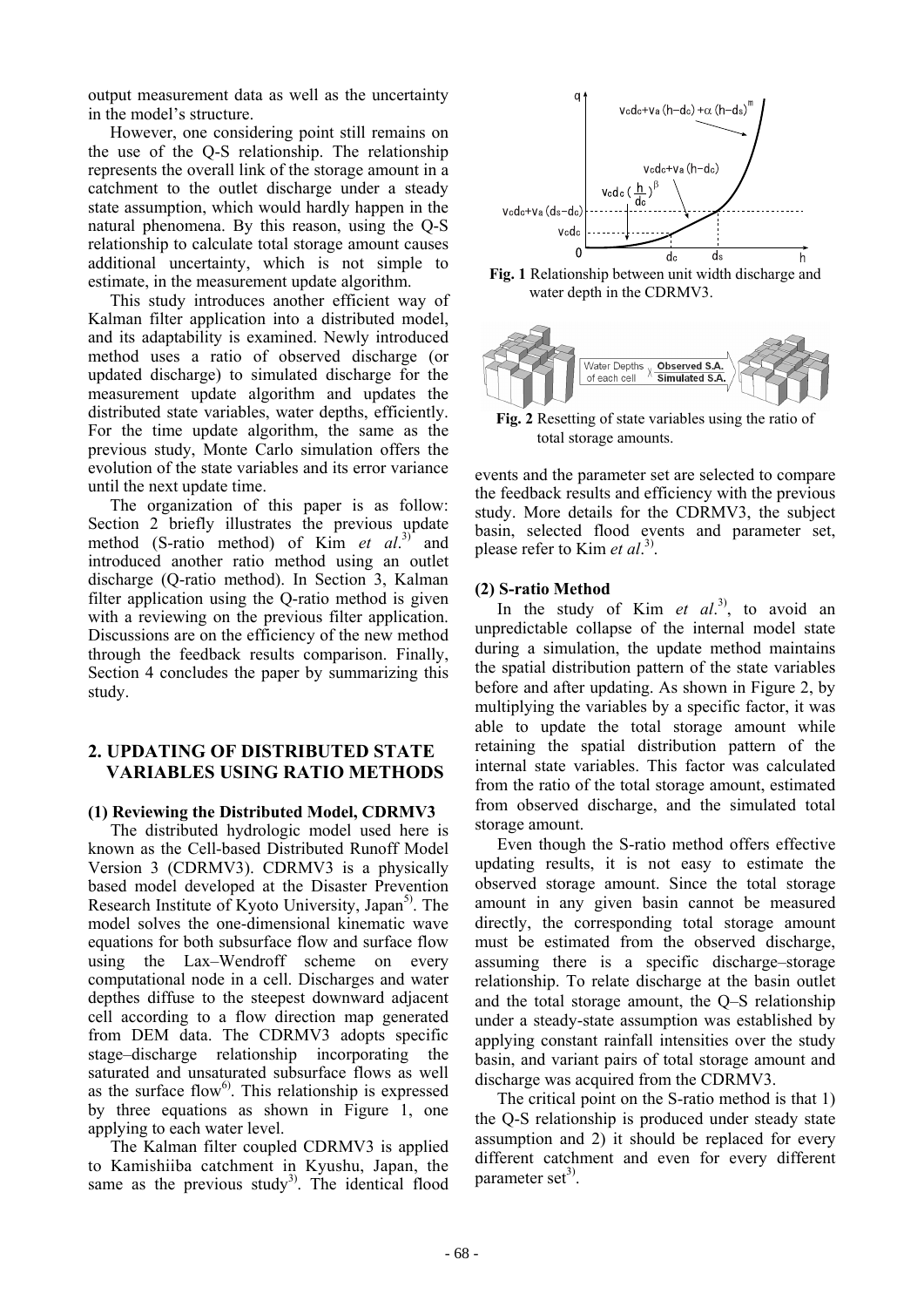output measurement data as well as the uncertainty in the model's structure.

However, one considering point still remains on the use of the Q-S relationship. The relationship represents the overall link of the storage amount in a catchment to the outlet discharge under a steady state assumption, which would hardly happen in the natural phenomena. By this reason, using the Q-S relationship to calculate total storage amount causes additional uncertainty, which is not simple to estimate, in the measurement update algorithm.

This study introduces another efficient way of Kalman filter application into a distributed model, and its adaptability is examined. Newly introduced method uses a ratio of observed discharge (or updated discharge) to simulated discharge for the measurement update algorithm and updates the distributed state variables, water depths, efficiently. For the time update algorithm, the same as the previous study, Monte Carlo simulation offers the evolution of the state variables and its error variance until the next update time.

The organization of this paper is as follow: Section 2 briefly illustrates the previous update method (S-ratio method) of Kim *et al*.[3] and introduced another ratio method using an outlet discharge (Q-ratio method). In Section 3, Kalman filter application using the Q-ratio method is given with a reviewing on the previous filter application. Discussions are on the efficiency of the new method through the feedback results comparison. Finally, Section 4 concludes the paper by summarizing this study.

## 2. UPDATING OF DISTRIBUTED STATE VARIABLES USING RATIO METHODS

### (1) Reviewing the Distributed Model, CDRMV3

The distributed hydrologic model used here is known as the Cell-based Distributed Runoff Model Version 3 (CDRMV3). CDRMV3 is a physically based model developed at the Disaster Prevention Research Institute of Kyoto University, Japan[5]. The model solves the one-dimensional kinematic wave equations for both subsurface flow and surface flow using the Lax–Wendroff scheme on every computational node in a cell. Discharges and water depthes diffuse to the steepest downward adjacent cell according to a flow direction map generated from DEM data. The CDRMV3 adopts specific stage–discharge relationship incorporating the saturated and unsaturated subsurface flows as well as the surface flow[6]. This relationship is expressed by three equations as shown in Figure 1, one applying to each water level.

The Kalman filter coupled CDRMV3 is applied to Kamishiiba catchment in Kyushu, Japan, the same as the previous study[3]. The identical flood events and the parameter set are selected to compare the feedback results and efficiency with the previous study. More details for the CDRMV3, the subject basin, selected flood events and parameter set, please refer to Kim *et al*.[3].

q

$v_c d_c + v_a(h-d_c) + \alpha(h-d_s)^m$

$v_c d_c + v_a(h-d_c)$

$v_c d_c \left(\frac{h}{d_c}\right)^{\beta}$

$v_c d_c + v_a(d_s-d_c)$

$v_c d_c$

0

$d_c$

$d_s$

h

**Fig. 1** Relationship between unit width discharge and water depth in the CDRMV3.

Water Depths of each cell × Observed S.A. / Simulated S.A.

**Fig. 2** Resetting of state variables using the ratio of total storage amounts.

### (2) S-ratio Method

In the study of Kim *et al*.[3], to avoid an unpredictable collapse of the internal model state during a simulation, the update method maintains the spatial distribution pattern of the state variables before and after updating. As shown in Figure 2, by multiplying the variables by a specific factor, it was able to update the total storage amount while retaining the spatial distribution pattern of the internal state variables. This factor was calculated from the ratio of the total storage amount, estimated from observed discharge, and the simulated total storage amount.

Even though the S-ratio method offers effective updating results, it is not easy to estimate the observed storage amount. Since the total storage amount in any given basin cannot be measured directly, the corresponding total storage amount must be estimated from the observed discharge, assuming there is a specific discharge–storage relationship. To relate discharge at the basin outlet and the total storage amount, the Q–S relationship under a steady-state assumption was established by applying constant rainfall intensities over the study basin, and variant pairs of total storage amount and discharge was acquired from the CDRMV3.

The critical point on the S-ratio method is that 1) the Q-S relationship is produced under steady state assumption and 2) it should be replaced for every different catchment and even for every different parameter set[3].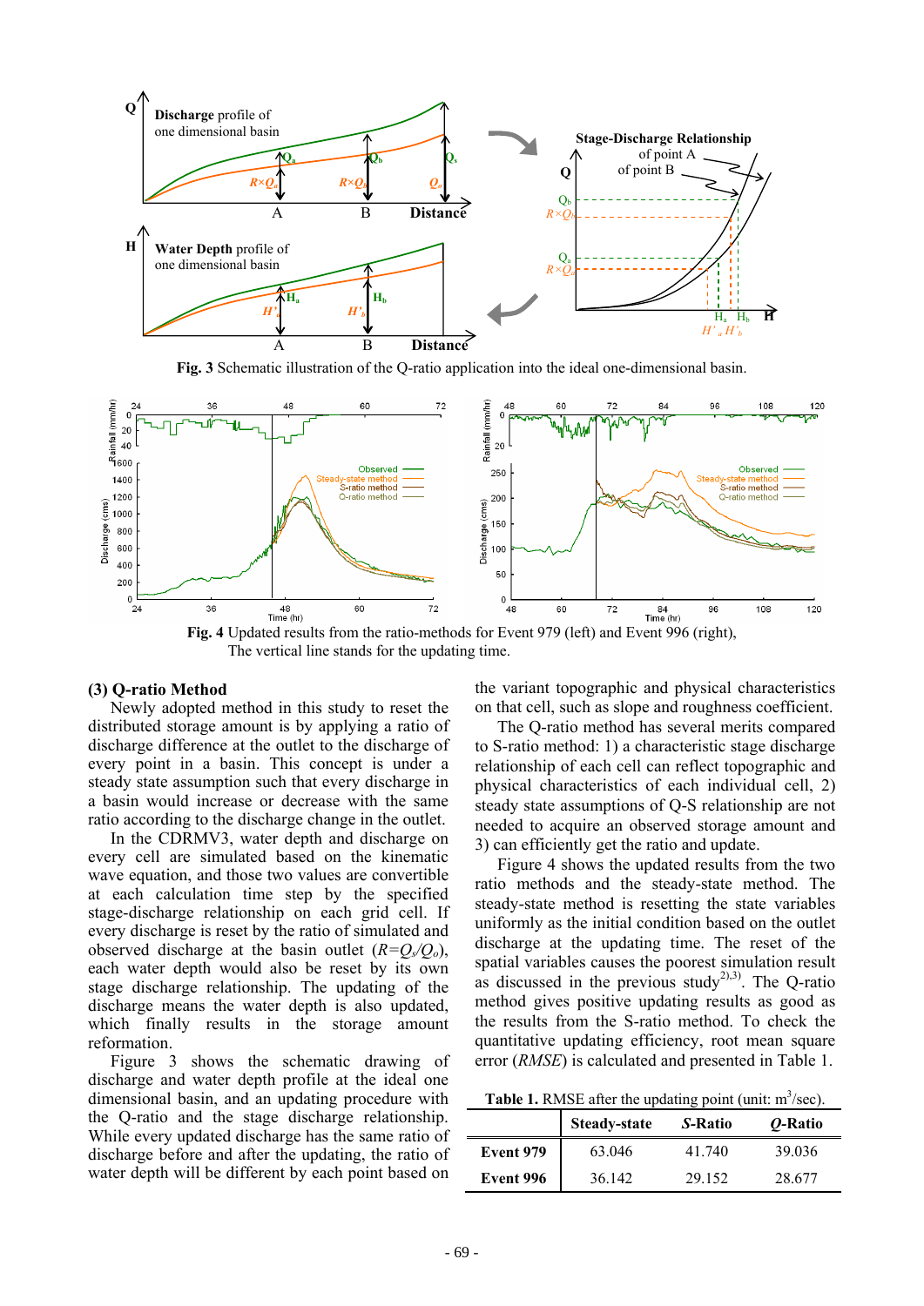Q

**Discharge** profile of one dimensional basin

$Q_a$ $Q_b$ $Q_s$

$R\times Q_a$ $R\times Q_b$ $Q_o$

A B **Distance**

H

**Water Depth** profile of one dimensional basin

$H_a$ $H_b$

$H'_a$ $H'_b$

A B **Distance**

**Stage-Discharge Relationship**

of point A

of point B

Q

$Q_b$

$R\times Q_b$

$Q_a$

$R\times Q_a$

$H_a$ $H_b$ H

$H'_a$ $H'_b$

**Fig. 3** Schematic illustration of the Q-ratio application into the ideal one-dimensional basin.

Rainfall (mm/hr)

Discharge (cms)

Time (hr)

Observed

Steady-state method

S-ratio method

Q-ratio method

**Fig. 4** Updated results from the ratio-methods for Event 979 (left) and Event 996 (right), The vertical line stands for the updating time.

**(3) Q-ratio Method**

Newly adopted method in this study to reset the distributed storage amount is by applying a ratio of discharge difference at the outlet to the discharge of every point in a basin. This concept is under a steady state assumption such that every discharge in a basin would increase or decrease with the same ratio according to the discharge change in the outlet.

In the CDRMV3, water depth and discharge on every cell are simulated based on the kinematic wave equation, and those two values are convertible at each calculation time step by the specified stage-discharge relationship on each grid cell. If every discharge is reset by the ratio of simulated and observed discharge at the basin outlet ($R=Q_s/Q_o$), each water depth would also be reset by its own stage discharge relationship. The updating of the discharge means the water depth is also updated, which finally results in the storage amount reformation.

Figure 3 shows the schematic drawing of discharge and water depth profile at the ideal one dimensional basin, and an updating procedure with the Q-ratio and the stage discharge relationship. While every updated discharge has the same ratio of discharge before and after the updating, the ratio of water depth will be different by each point based on the variant topographic and physical characteristics on that cell, such as slope and roughness coefficient.

The Q-ratio method has several merits compared to S-ratio method: 1) a characteristic stage discharge relationship of each cell can reflect topographic and physical characteristics of each individual cell, 2) steady state assumptions of Q-S relationship are not needed to acquire an observed storage amount and 3) can efficiently get the ratio and update.

Figure 4 shows the updated results from the two ratio methods and the steady-state method. The steady-state method is resetting the state variables uniformly as the initial condition based on the outlet discharge at the updating time. The reset of the spatial variables causes the poorest simulation result as discussed in the previous study[2),3)]. The Q-ratio method gives positive updating results as good as the results from the S-ratio method. To check the quantitative updating efficiency, root mean square error (*RMSE*) is calculated and presented in Table 1.

**Table 1.** RMSE after the updating point (unit: $m^3$/sec).

| | **Steady-state** | ***S*-Ratio** | ***Q*-Ratio** |
|---|---|---|---|
| **Event 979** | 63.046 | 41.740 | 39.036 |
| **Event 996** | 36.142 | 29.152 | 28.677 |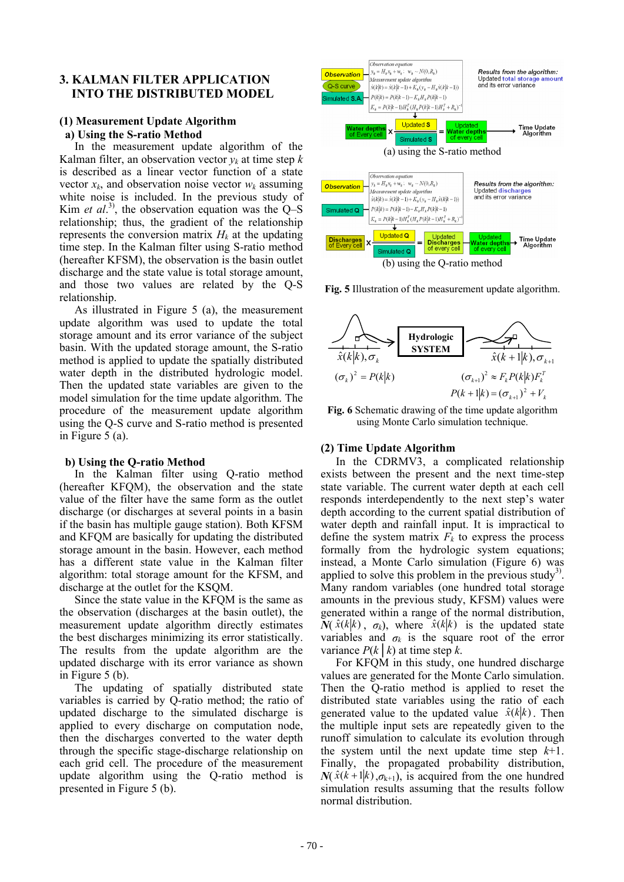## 3. KALMAN FILTER APPLICATION INTO THE DISTRIBUTED MODEL

### (1) Measurement Update Algorithm

#### a) Using the S-ratio Method

In the measurement update algorithm of the Kalman filter, an observation vector $y_k$ at time step $k$ is described as a linear vector function of a state vector $x_k$, and observation noise vector $w_k$ assuming white noise is included. In the previous study of Kim *et al.*[3], the observation equation was the Q–S relationship; thus, the gradient of the relationship represents the conversion matrix $H_k$ at the updating time step. In the Kalman filter using S-ratio method (hereafter KFSM), the observation is the basin outlet discharge and the state value is total storage amount, and those two values are related by the Q-S relationship.

As illustrated in Figure 5 (a), the measurement update algorithm was used to update the total storage amount and its error variance of the subject basin. With the updated storage amount, the S-ratio method is applied to update the spatially distributed water depth in the distributed hydrologic model. Then the updated state variables are given to the model simulation for the time update algorithm. The procedure of the measurement update algorithm using the Q-S curve and S-ratio method is presented in Figure 5 (a).

#### b) Using the Q-ratio Method

In the Kalman filter using Q-ratio method (hereafter KFQM), the observation and the state value of the filter have the same form as the outlet discharge (or discharges at several points in a basin if the basin has multiple gauge station). Both KFSM and KFQM are basically for updating the distributed storage amount in the basin. However, each method has a different state value in the Kalman filter algorithm: total storage amount for the KFSM, and discharge at the outlet for the KSQM.

Since the state value in the KFQM is the same as the observation (discharges at the basin outlet), the measurement update algorithm directly estimates the best discharges minimizing its error statistically. The results from the update algorithm are the updated discharge with its error variance as shown in Figure 5 (b).

The updating of spatially distributed state variables is carried by Q-ratio method; the ratio of updated discharge to the simulated discharge is applied to every discharge on computation node, then the discharges converted to the water depth through the specific stage-discharge relationship on each grid cell. The procedure of the measurement update algorithm using the Q-ratio method is presented in Figure 5 (b).

Observation
Q-S curve
Simulated S.A.
Observation equation
$y_k = H_k x_k + w_k;\ w_k \sim N(0, R_k)$
Measurement update algorithm
$\hat{x}(k|k) = \hat{x}(k|k-1) + K_k(y_k - H_k \hat{x}(k|k-1))$
$P(k|k) = P(k|k-1) - K_k H_k P(k|k-1)$
$K_k = P(k|k-1)H_k^T(H_k P(k|k-1)H_k^T + R_k)^{-1}$
Results from the algorithm:
Updated total storage amount
and its error variance
Water depths of Every cell × Updated S / Simulated S = Updated Water depths of every cell → Time Update Algorithm

(a) using the S-ratio method

Observation
Simulated Q
Observation equation
$y_k = H_k x_k + w_k;\ w_k \sim N(0, R_k)$
Measurement update algorithm
$\hat{x}(k|k) = \hat{x}(k|k-1) + K_k(y_k - H_k \hat{x}(k|k-1))$
$P(k|k) = P(k|k-1) - K_k H_k P(k|k-1)$
$K_k = P(k|k-1)H_k^T(H_k P(k|k-1)H_k^T + R_k)^{-1}$
Results from the algorithm:
Updated discharges
and its error variance
Discharges of Every cell × Updated Q / Simulated Q = Updated Discharges of every cell → Updated Water depths of every cell → Time Update Algorithm

(b) using the Q-ratio method

**Fig. 5** Illustration of the measurement update algorithm.

Hydrologic SYSTEM
$\hat{x}(k|k), \sigma_k$
$(\sigma_k)^2 = P(k|k)$
$\hat{x}(k+1|k), \sigma_{k+1}$
$(\sigma_{k+1})^2 \approx F_k P(k|k) F_k^T$
$P(k+1|k) = (\sigma_{k+1})^2 + V_k$

**Fig. 6** Schematic drawing of the time update algorithm using Monte Carlo simulation technique.

### (2) Time Update Algorithm

In the CDRMV3, a complicated relationship exists between the present and the next time-step state variable. The current water depth at each cell responds interdependently to the next step's water depth according to the current spatial distribution of water depth and rainfall input. It is impractical to define the system matrix $F_k$ to express the process formally from the hydrologic system equations; instead, a Monte Carlo simulation (Figure 6) was applied to solve this problem in the previous study[3]. Many random variables (one hundred total storage amounts in the previous study, KFSM) values were generated within a range of the normal distribution, $N(\hat{x}(k|k), \sigma_k)$, where $\hat{x}(k|k)$ is the updated state variables and $\sigma_k$ is the square root of the error variance $P(k|k)$ at time step $k$.

For KFQM in this study, one hundred discharge values are generated for the Monte Carlo simulation. Then the Q-ratio method is applied to reset the distributed state variables using the ratio of each generated value to the updated value $\hat{x}(k|k)$. Then the multiple input sets are repeatedly given to the runoff simulation to calculate its evolution through the system until the next update time step $k$+1. Finally, the propagated probability distribution, $N(\hat{x}(k+1|k), \sigma_{k+1})$, is acquired from the one hundred simulation results assuming that the results follow normal distribution.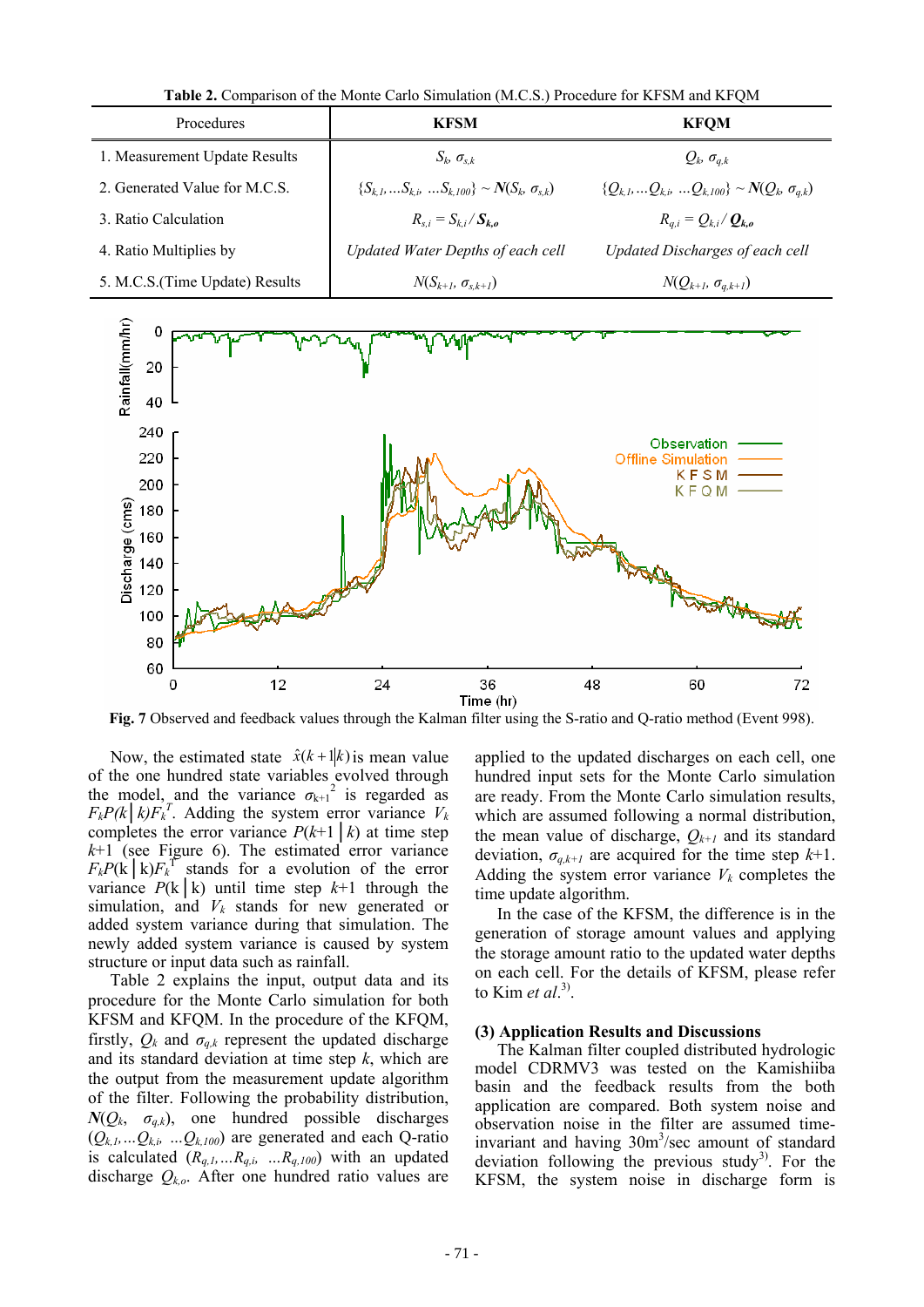**Table 2.** Comparison of the Monte Carlo Simulation (M.C.S.) Procedure for KFSM and KFQM

| Procedures | KFSM | KFQM |
|---|---|---|
| 1. Measurement Update Results | $S_k$, $\sigma_{s,k}$ | $Q_k$, $\sigma_{q,k}$ |
| 2. Generated Value for M.C.S. | $\{S_{k,1}, \ldots S_{k,i}, \ldots S_{k,100}\} \sim \boldsymbol{N}(S_k, \sigma_{s,k})$ | $\{Q_{k,1}, \ldots Q_{k,i}, \ldots Q_{k,100}\} \sim \boldsymbol{N}(Q_k, \sigma_{q,k})$ |
| 3. Ratio Calculation | $R_{s,i} = S_{k,i} / \boldsymbol{S_{k,o}}$ | $R_{q,i} = Q_{k,i} / \boldsymbol{Q_{k,o}}$ |
| 4. Ratio Multiplies by | *Updated Water Depths of each cell* | *Updated Discharges of each cell* |
| 5. M.C.S.(Time Update) Results | $N(S_{k+1}, \sigma_{s,k+1})$ | $N(Q_{k+1}, \sigma_{q,k+1})$ |

Rainfall(mm/hr)
0
20
40
Discharge (cms)
240
220
200
180
160
140
120
100
80
60
0
12
24
36
48
60
72
Time (hr)
Observation
Offline Simulation
K F S M
K F Q M

**Fig. 7** Observed and feedback values through the Kalman filter using the S-ratio and Q-ratio method (Event 998).

Now, the estimated state $\hat{x}(k+1|k)$ is mean value of the one hundred state variables evolved through the model, and the variance $\sigma_{k+1}{}^2$ is regarded as $F_kP(k|k)F_k{}^T$. Adding the system error variance $V_k$ completes the error variance $P(k+1|k)$ at time step $k$+1 (see Figure 6). The estimated error variance $F_kP(k|k)F_k{}^T$ stands for a evolution of the error variance $P(k|k)$ until time step $k$+1 through the simulation, and $V_k$ stands for new generated or added system variance during that simulation. The newly added system variance is caused by system structure or input data such as rainfall.

Table 2 explains the input, output data and its procedure for the Monte Carlo simulation for both KFSM and KFQM. In the procedure of the KFQM, firstly, $Q_k$ and $\sigma_{q,k}$ represent the updated discharge and its standard deviation at time step $k$, which are the output from the measurement update algorithm of the filter. Following the probability distribution, $\boldsymbol{N}(Q_k, \sigma_{q,k})$, one hundred possible discharges ($Q_{k,1}, \ldots Q_{k,i}, \ldots Q_{k,100}$) are generated and each Q-ratio is calculated ($R_{q,1}, \ldots R_{q,i}, \ldots R_{q,100}$) with an updated discharge $Q_{k,o}$. After one hundred ratio values are applied to the updated discharges on each cell, one hundred input sets for the Monte Carlo simulation are ready. From the Monte Carlo simulation results, which are assumed following a normal distribution, the mean value of discharge, $Q_{k+1}$ and its standard deviation, $\sigma_{q,k+1}$ are acquired for the time step $k$+1. Adding the system error variance $V_k$ completes the time update algorithm.

In the case of the KFSM, the difference is in the generation of storage amount values and applying the storage amount ratio to the updated water depths on each cell. For the details of KFSM, please refer to Kim *et al.*[3].

### (3) Application Results and Discussions

The Kalman filter coupled distributed hydrologic model CDRMV3 was tested on the Kamishiiba basin and the feedback results from the both application are compared. Both system noise and observation noise in the filter are assumed time-invariant and having 30m$^3$/sec amount of standard deviation following the previous study[3]. For the KFSM, the system noise in discharge form is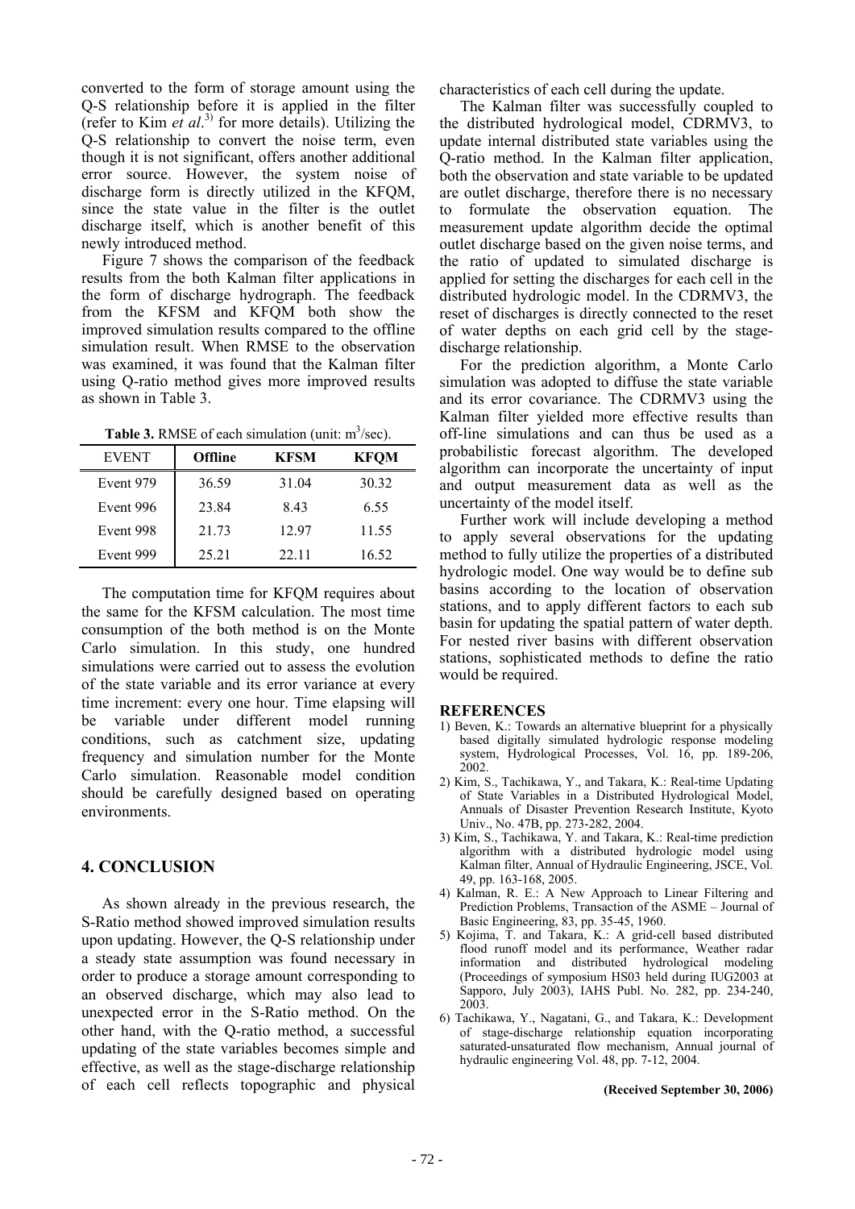converted to the form of storage amount using the Q-S relationship before it is applied in the filter (refer to Kim *et al*.[3] for more details). Utilizing the Q-S relationship to convert the noise term, even though it is not significant, offers another additional error source. However, the system noise of discharge form is directly utilized in the KFQM, since the state value in the filter is the outlet discharge itself, which is another benefit of this newly introduced method.

Figure 7 shows the comparison of the feedback results from the both Kalman filter applications in the form of discharge hydrograph. The feedback from the KFSM and KFQM both show the improved simulation results compared to the offline simulation result. When RMSE to the observation was examined, it was found that the Kalman filter using Q-ratio method gives more improved results as shown in Table 3.

**Table 3.** RMSE of each simulation (unit: $m^3$/sec).

| EVENT | Offline | KFSM | KFQM |
|---|---|---|---|
| Event 979 | 36.59 | 31.04 | 30.32 |
| Event 996 | 23.84 | 8.43 | 6.55 |
| Event 998 | 21.73 | 12.97 | 11.55 |
| Event 999 | 25.21 | 22.11 | 16.52 |

The computation time for KFQM requires about the same for the KFSM calculation. The most time consumption of the both method is on the Monte Carlo simulation. In this study, one hundred simulations were carried out to assess the evolution of the state variable and its error variance at every time increment: every one hour. Time elapsing will be variable under different model running conditions, such as catchment size, updating frequency and simulation number for the Monte Carlo simulation. Reasonable model condition should be carefully designed based on operating environments.

## 4. CONCLUSION

As shown already in the previous research, the S-Ratio method showed improved simulation results upon updating. However, the Q-S relationship under a steady state assumption was found necessary in order to produce a storage amount corresponding to an observed discharge, which may also lead to unexpected error in the S-Ratio method. On the other hand, with the Q-ratio method, a successful updating of the state variables becomes simple and effective, as well as the stage-discharge relationship of each cell reflects topographic and physical characteristics of each cell during the update.

The Kalman filter was successfully coupled to the distributed hydrological model, CDRMV3, to update internal distributed state variables using the Q-ratio method. In the Kalman filter application, both the observation and state variable to be updated are outlet discharge, therefore there is no necessary to formulate the observation equation. The measurement update algorithm decide the optimal outlet discharge based on the given noise terms, and the ratio of updated to simulated discharge is applied for setting the discharges for each cell in the distributed hydrologic model. In the CDRMV3, the reset of discharges is directly connected to the reset of water depths on each grid cell by the stage-discharge relationship.

For the prediction algorithm, a Monte Carlo simulation was adopted to diffuse the state variable and its error covariance. The CDRMV3 using the Kalman filter yielded more effective results than off-line simulations and can thus be used as a probabilistic forecast algorithm. The developed algorithm can incorporate the uncertainty of input and output measurement data as well as the uncertainty of the model itself.

Further work will include developing a method to apply several observations for the updating method to fully utilize the properties of a distributed hydrologic model. One way would be to define sub basins according to the location of observation stations, and to apply different factors to each sub basin for updating the spatial pattern of water depth. For nested river basins with different observation stations, sophisticated methods to define the ratio would be required.

## REFERENCES

1) Beven, K.: Towards an alternative blueprint for a physically based digitally simulated hydrologic response modeling system, Hydrological Processes, Vol. 16, pp. 189-206, 2002.
2) Kim, S., Tachikawa, Y., and Takara, K.: Real-time Updating of State Variables in a Distributed Hydrological Model, Annuals of Disaster Prevention Research Institute, Kyoto Univ., No. 47B, pp. 273-282, 2004.
3) Kim, S., Tachikawa, Y. and Takara, K.: Real-time prediction algorithm with a distributed hydrologic model using Kalman filter, Annual of Hydraulic Engineering, JSCE, Vol. 49, pp. 163-168, 2005.
4) Kalman, R. E.: A New Approach to Linear Filtering and Prediction Problems, Transaction of the ASME – Journal of Basic Engineering, 83, pp. 35-45, 1960.
5) Kojima, T. and Takara, K.: A grid-cell based distributed flood runoff model and its performance, Weather radar information and distributed hydrological modeling (Proceedings of symposium HS03 held during IUG2003 at Sapporo, July 2003), IAHS Publ. No. 282, pp. 234-240, 2003.
6) Tachikawa, Y., Nagatani, G., and Takara, K.: Development of stage-discharge relationship equation incorporating saturated-unsaturated flow mechanism, Annual journal of hydraulic engineering Vol. 48, pp. 7-12, 2004.

**(Received September 30, 2006)**